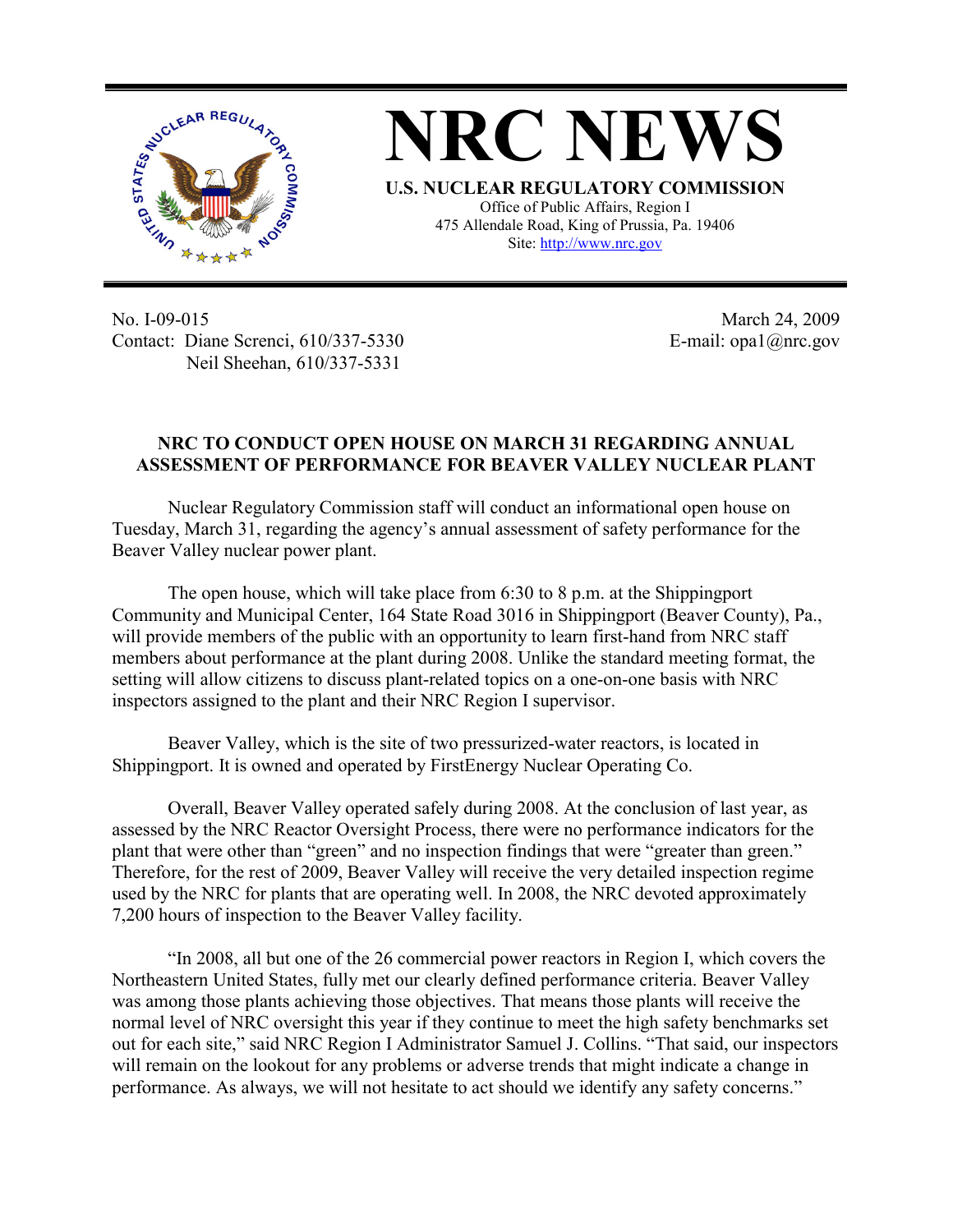# NRC NEWS

**U.S. NUCLEAR REGULATORY COMMISSION**

Office of Public Affairs, Region I
475 Allendale Road, King of Prussia, Pa. 19406
Site: http://www.nrc.gov

No. I-09-015
Contact: Diane Screnci, 610/337-5330
Neil Sheehan, 610/337-5331

March 24, 2009
E-mail: opa1@nrc.gov

**NRC TO CONDUCT OPEN HOUSE ON MARCH 31 REGARDING ANNUAL ASSESSMENT OF PERFORMANCE FOR BEAVER VALLEY NUCLEAR PLANT**

Nuclear Regulatory Commission staff will conduct an informational open house on Tuesday, March 31, regarding the agency's annual assessment of safety performance for the Beaver Valley nuclear power plant.

The open house, which will take place from 6:30 to 8 p.m. at the Shippingport Community and Municipal Center, 164 State Road 3016 in Shippingport (Beaver County), Pa., will provide members of the public with an opportunity to learn first-hand from NRC staff members about performance at the plant during 2008. Unlike the standard meeting format, the setting will allow citizens to discuss plant-related topics on a one-on-one basis with NRC inspectors assigned to the plant and their NRC Region I supervisor.

Beaver Valley, which is the site of two pressurized-water reactors, is located in Shippingport. It is owned and operated by FirstEnergy Nuclear Operating Co.

Overall, Beaver Valley operated safely during 2008. At the conclusion of last year, as assessed by the NRC Reactor Oversight Process, there were no performance indicators for the plant that were other than "green" and no inspection findings that were "greater than green." Therefore, for the rest of 2009, Beaver Valley will receive the very detailed inspection regime used by the NRC for plants that are operating well. In 2008, the NRC devoted approximately 7,200 hours of inspection to the Beaver Valley facility.

"In 2008, all but one of the 26 commercial power reactors in Region I, which covers the Northeastern United States, fully met our clearly defined performance criteria. Beaver Valley was among those plants achieving those objectives. That means those plants will receive the normal level of NRC oversight this year if they continue to meet the high safety benchmarks set out for each site," said NRC Region I Administrator Samuel J. Collins. "That said, our inspectors will remain on the lookout for any problems or adverse trends that might indicate a change in performance. As always, we will not hesitate to act should we identify any safety concerns."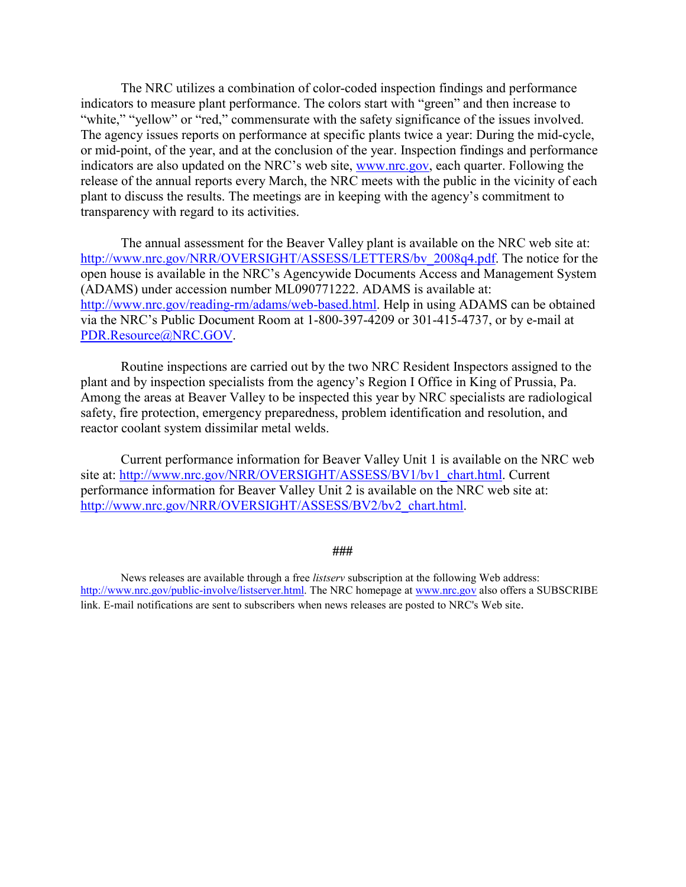The NRC utilizes a combination of color-coded inspection findings and performance indicators to measure plant performance. The colors start with "green" and then increase to "white," "yellow" or "red," commensurate with the safety significance of the issues involved. The agency issues reports on performance at specific plants twice a year: During the mid-cycle, or mid-point, of the year, and at the conclusion of the year. Inspection findings and performance indicators are also updated on the NRC's web site, www.nrc.gov, each quarter. Following the release of the annual reports every March, the NRC meets with the public in the vicinity of each plant to discuss the results. The meetings are in keeping with the agency's commitment to transparency with regard to its activities.

The annual assessment for the Beaver Valley plant is available on the NRC web site at: http://www.nrc.gov/NRR/OVERSIGHT/ASSESS/LETTERS/bv_2008q4.pdf. The notice for the open house is available in the NRC's Agencywide Documents Access and Management System (ADAMS) under accession number ML090771222. ADAMS is available at: http://www.nrc.gov/reading-rm/adams/web-based.html. Help in using ADAMS can be obtained via the NRC's Public Document Room at 1-800-397-4209 or 301-415-4737, or by e-mail at PDR.Resource@NRC.GOV.

Routine inspections are carried out by the two NRC Resident Inspectors assigned to the plant and by inspection specialists from the agency's Region I Office in King of Prussia, Pa. Among the areas at Beaver Valley to be inspected this year by NRC specialists are radiological safety, fire protection, emergency preparedness, problem identification and resolution, and reactor coolant system dissimilar metal welds.

Current performance information for Beaver Valley Unit 1 is available on the NRC web site at: http://www.nrc.gov/NRR/OVERSIGHT/ASSESS/BV1/bv1_chart.html. Current performance information for Beaver Valley Unit 2 is available on the NRC web site at: http://www.nrc.gov/NRR/OVERSIGHT/ASSESS/BV2/bv2_chart.html.

###

News releases are available through a free *listserv* subscription at the following Web address: http://www.nrc.gov/public-involve/listserver.html. The NRC homepage at www.nrc.gov also offers a SUBSCRIBE link. E-mail notifications are sent to subscribers when news releases are posted to NRC's Web site.